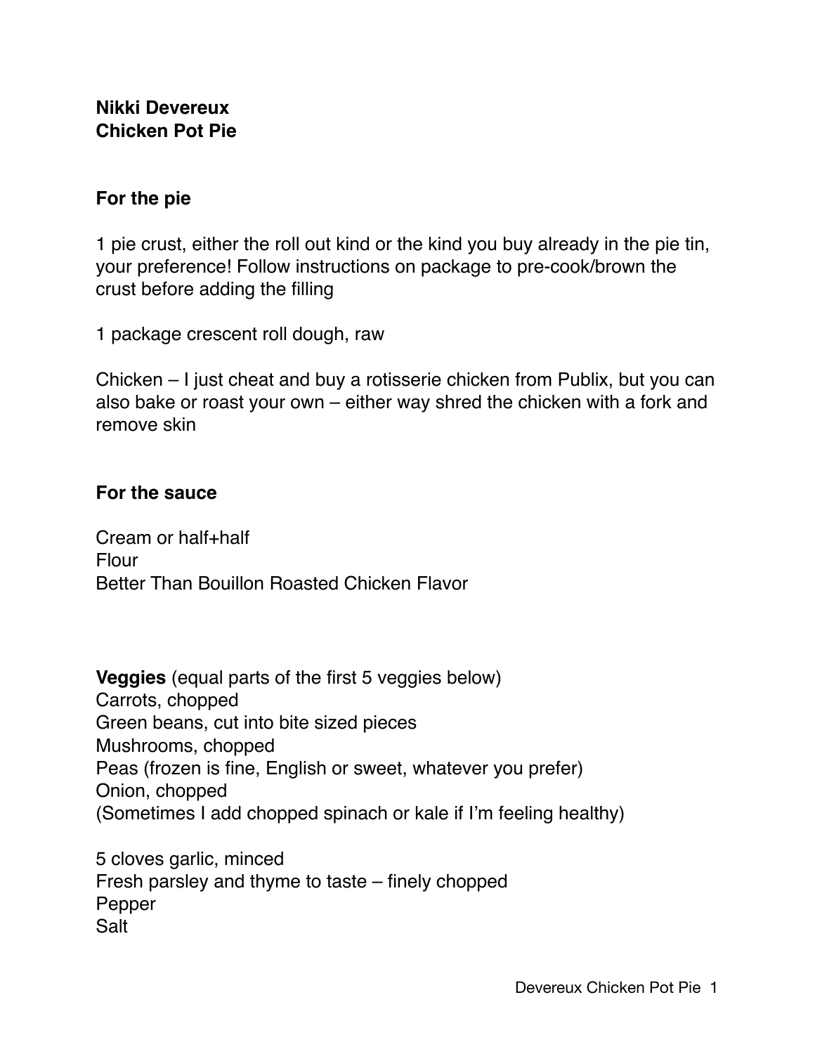**Nikki Devereux**
**Chicken Pot Pie**

**For the pie**

1 pie crust, either the roll out kind or the kind you buy already in the pie tin, your preference! Follow instructions on package to pre-cook/brown the crust before adding the filling

1 package crescent roll dough, raw

Chicken – I just cheat and buy a rotisserie chicken from Publix, but you can also bake or roast your own – either way shred the chicken with a fork and remove skin

**For the sauce**

Cream or half+half
Flour
Better Than Bouillon Roasted Chicken Flavor

**Veggies** (equal parts of the first 5 veggies below)
Carrots, chopped
Green beans, cut into bite sized pieces
Mushrooms, chopped
Peas (frozen is fine, English or sweet, whatever you prefer)
Onion, chopped
(Sometimes I add chopped spinach or kale if I'm feeling healthy)

5 cloves garlic, minced
Fresh parsley and thyme to taste – finely chopped
Pepper
Salt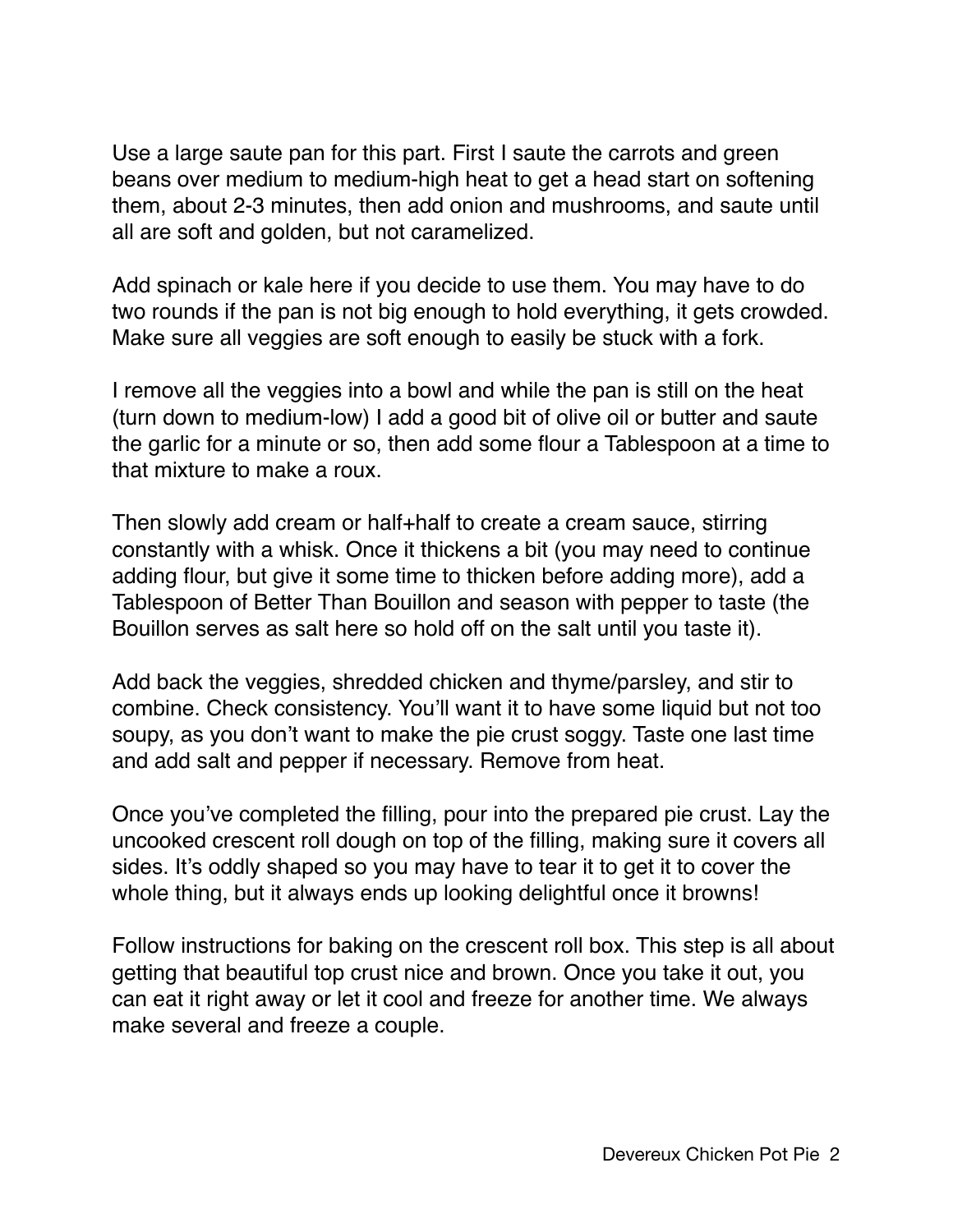Use a large saute pan for this part. First I saute the carrots and green beans over medium to medium-high heat to get a head start on softening them, about 2-3 minutes, then add onion and mushrooms, and saute until all are soft and golden, but not caramelized.

Add spinach or kale here if you decide to use them. You may have to do two rounds if the pan is not big enough to hold everything, it gets crowded. Make sure all veggies are soft enough to easily be stuck with a fork.

I remove all the veggies into a bowl and while the pan is still on the heat (turn down to medium-low) I add a good bit of olive oil or butter and saute the garlic for a minute or so, then add some flour a Tablespoon at a time to that mixture to make a roux.

Then slowly add cream or half+half to create a cream sauce, stirring constantly with a whisk. Once it thickens a bit (you may need to continue adding flour, but give it some time to thicken before adding more), add a Tablespoon of Better Than Bouillon and season with pepper to taste (the Bouillon serves as salt here so hold off on the salt until you taste it).

Add back the veggies, shredded chicken and thyme/parsley, and stir to combine. Check consistency. You'll want it to have some liquid but not too soupy, as you don't want to make the pie crust soggy. Taste one last time and add salt and pepper if necessary. Remove from heat.

Once you've completed the filling, pour into the prepared pie crust. Lay the uncooked crescent roll dough on top of the filling, making sure it covers all sides. It's oddly shaped so you may have to tear it to get it to cover the whole thing, but it always ends up looking delightful once it browns!

Follow instructions for baking on the crescent roll box. This step is all about getting that beautiful top crust nice and brown. Once you take it out, you can eat it right away or let it cool and freeze for another time. We always make several and freeze a couple.